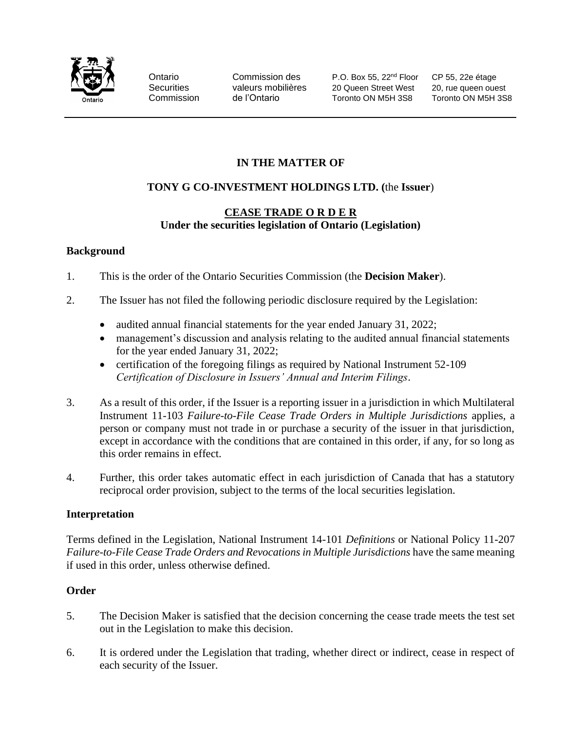Ontario Securities Commission | Commission des valeurs mobilières de l'Ontario | P.O. Box 55, 22nd Floor, 20 Queen Street West, Toronto ON M5H 3S8 | CP 55, 22e étage, 20, rue queen ouest, Toronto ON M5H 3S8

**IN THE MATTER OF**

**TONY G CO-INVESTMENT HOLDINGS LTD. (**the **Issuer**)

**CEASE TRADE O R D E R**
**Under the securities legislation of Ontario (Legislation)**

**Background**

1. This is the order of the Ontario Securities Commission (the **Decision Maker**).

2. The Issuer has not filed the following periodic disclosure required by the Legislation:

   - audited annual financial statements for the year ended January 31, 2022;
   - management's discussion and analysis relating to the audited annual financial statements for the year ended January 31, 2022;
   - certification of the foregoing filings as required by National Instrument 52-109 *Certification of Disclosure in Issuers' Annual and Interim Filings*.

3. As a result of this order, if the Issuer is a reporting issuer in a jurisdiction in which Multilateral Instrument 11-103 *Failure-to-File Cease Trade Orders in Multiple Jurisdictions* applies, a person or company must not trade in or purchase a security of the issuer in that jurisdiction, except in accordance with the conditions that are contained in this order, if any, for so long as this order remains in effect.

4. Further, this order takes automatic effect in each jurisdiction of Canada that has a statutory reciprocal order provision, subject to the terms of the local securities legislation.

**Interpretation**

Terms defined in the Legislation, National Instrument 14-101 *Definitions* or National Policy 11-207 *Failure-to-File Cease Trade Orders and Revocations in Multiple Jurisdictions* have the same meaning if used in this order, unless otherwise defined.

**Order**

5. The Decision Maker is satisfied that the decision concerning the cease trade meets the test set out in the Legislation to make this decision.

6. It is ordered under the Legislation that trading, whether direct or indirect, cease in respect of each security of the Issuer.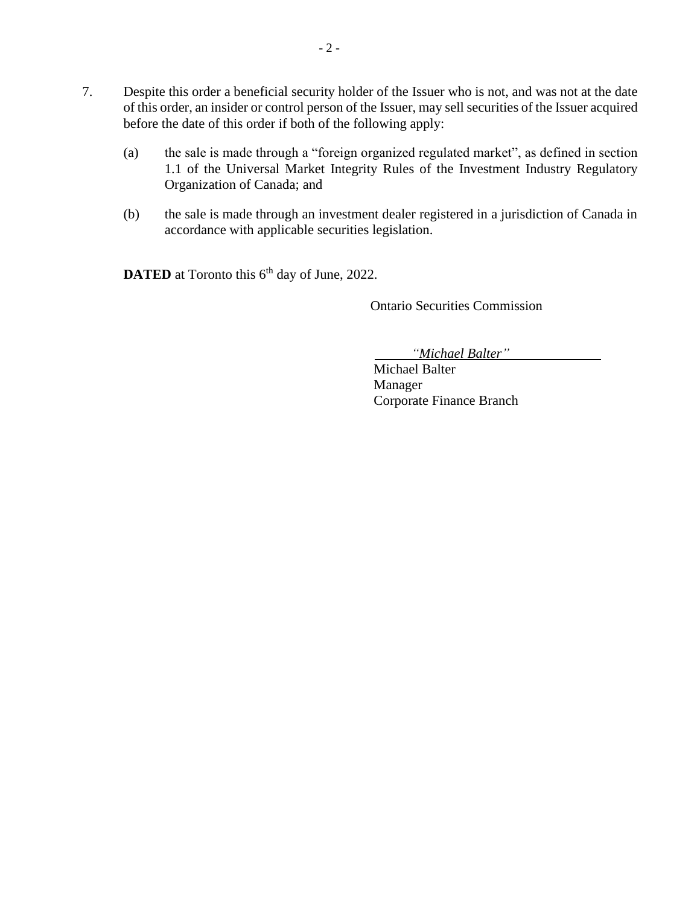7. Despite this order a beneficial security holder of the Issuer who is not, and was not at the date of this order, an insider or control person of the Issuer, may sell securities of the Issuer acquired before the date of this order if both of the following apply:

   (a) the sale is made through a "foreign organized regulated market", as defined in section 1.1 of the Universal Market Integrity Rules of the Investment Industry Regulatory Organization of Canada; and

   (b) the sale is made through an investment dealer registered in a jurisdiction of Canada in accordance with applicable securities legislation.

**DATED** at Toronto this 6th day of June, 2022.

Ontario Securities Commission

*"Michael Balter"*
Michael Balter
Manager
Corporate Finance Branch